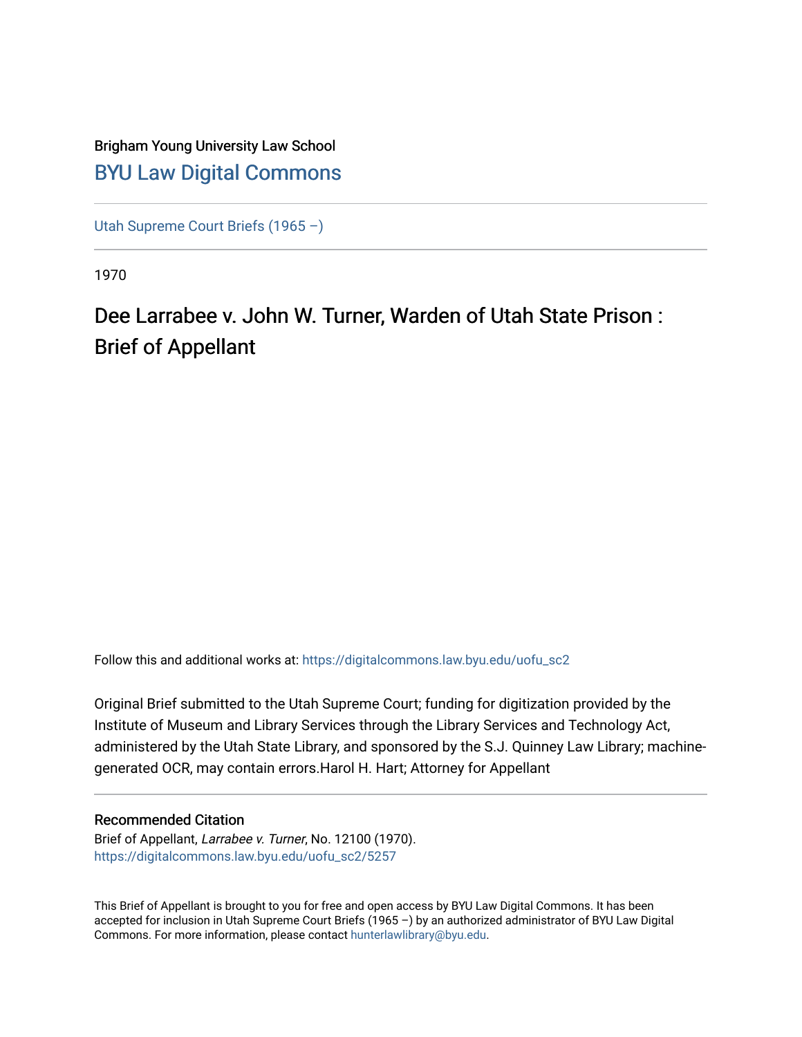Brigham Young University Law School

## BYU Law Digital Commons

Utah Supreme Court Briefs (1965 –)

1970

# Dee Larrabee v. John W. Turner, Warden of Utah State Prison : Brief of Appellant

Follow this and additional works at: https://digitalcommons.law.byu.edu/uofu_sc2

Original Brief submitted to the Utah Supreme Court; funding for digitization provided by the Institute of Museum and Library Services through the Library Services and Technology Act, administered by the Utah State Library, and sponsored by the S.J. Quinney Law Library; machine-generated OCR, may contain errors.Harol H. Hart; Attorney for Appellant

### Recommended Citation

Brief of Appellant, *Larrabee v. Turner*, No. 12100 (1970).
https://digitalcommons.law.byu.edu/uofu_sc2/5257

This Brief of Appellant is brought to you for free and open access by BYU Law Digital Commons. It has been accepted for inclusion in Utah Supreme Court Briefs (1965 –) by an authorized administrator of BYU Law Digital Commons. For more information, please contact hunterlawlibrary@byu.edu.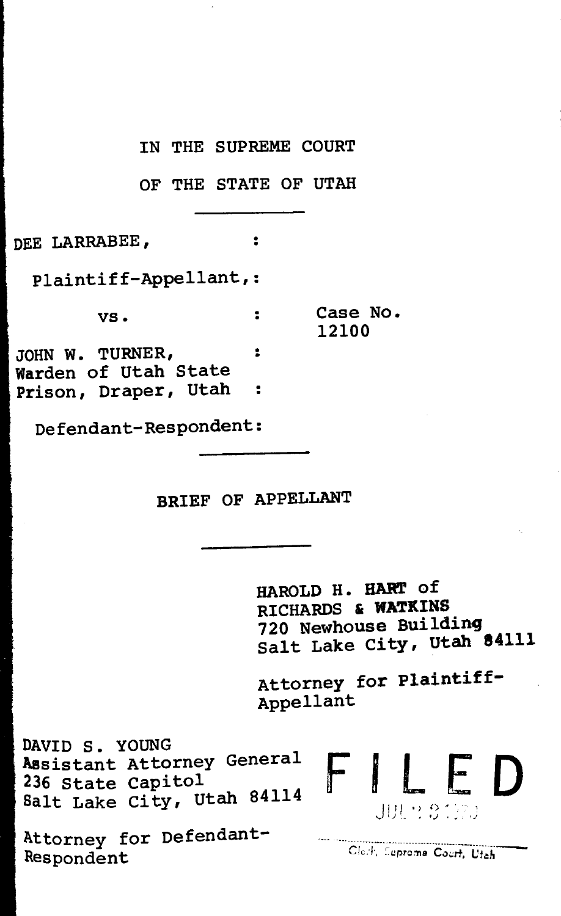IN THE SUPREME COURT

OF THE STATE OF UTAH

---

DEE LARRABEE, :

Plaintiff-Appellant,:

vs. : Case No. 12100

JOHN W. TURNER, :
Warden of Utah State
Prison, Draper, Utah :

Defendant-Respondent:

---

BRIEF OF APPELLANT

---

HAROLD H. HART of
RICHARDS & WATKINS
720 Newhouse Building
Salt Lake City, Utah 84111

Attorney for Plaintiff-Appellant

DAVID S. YOUNG
Assistant Attorney General
236 State Capitol
Salt Lake City, Utah 84114

Attorney for Defendant-Respondent

FILED

JUL 2 3 1970

Clerk, Supreme Court, Utah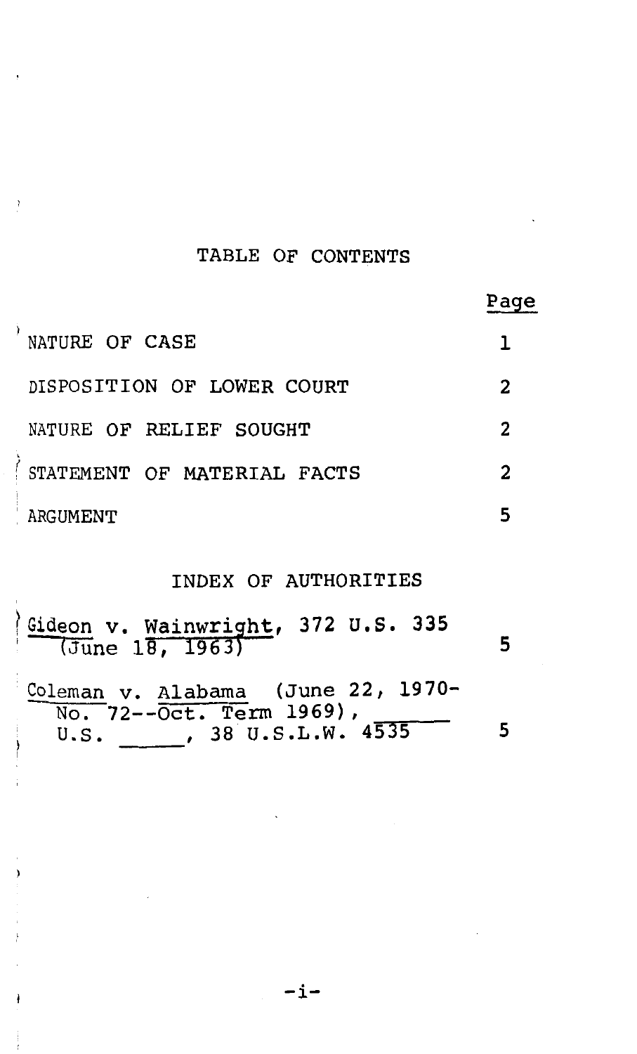## TABLE OF CONTENTS

| | Page |
|---|---|
| NATURE OF CASE | 1 |
| DISPOSITION OF LOWER COURT | 2 |
| NATURE OF RELIEF SOUGHT | 2 |
| STATEMENT OF MATERIAL FACTS | 2 |
| ARGUMENT | 5 |

## INDEX OF AUTHORITIES

| | |
|---|---|
| Gideon v. Wainwright, 372 U.S. 335 (June 18, 1963) | 5 |
| Coleman v. Alabama (June 22, 1970- No. 72--Oct. Term 1969), ____ U.S. ____, 38 U.S.L.W. 4535 | 5 |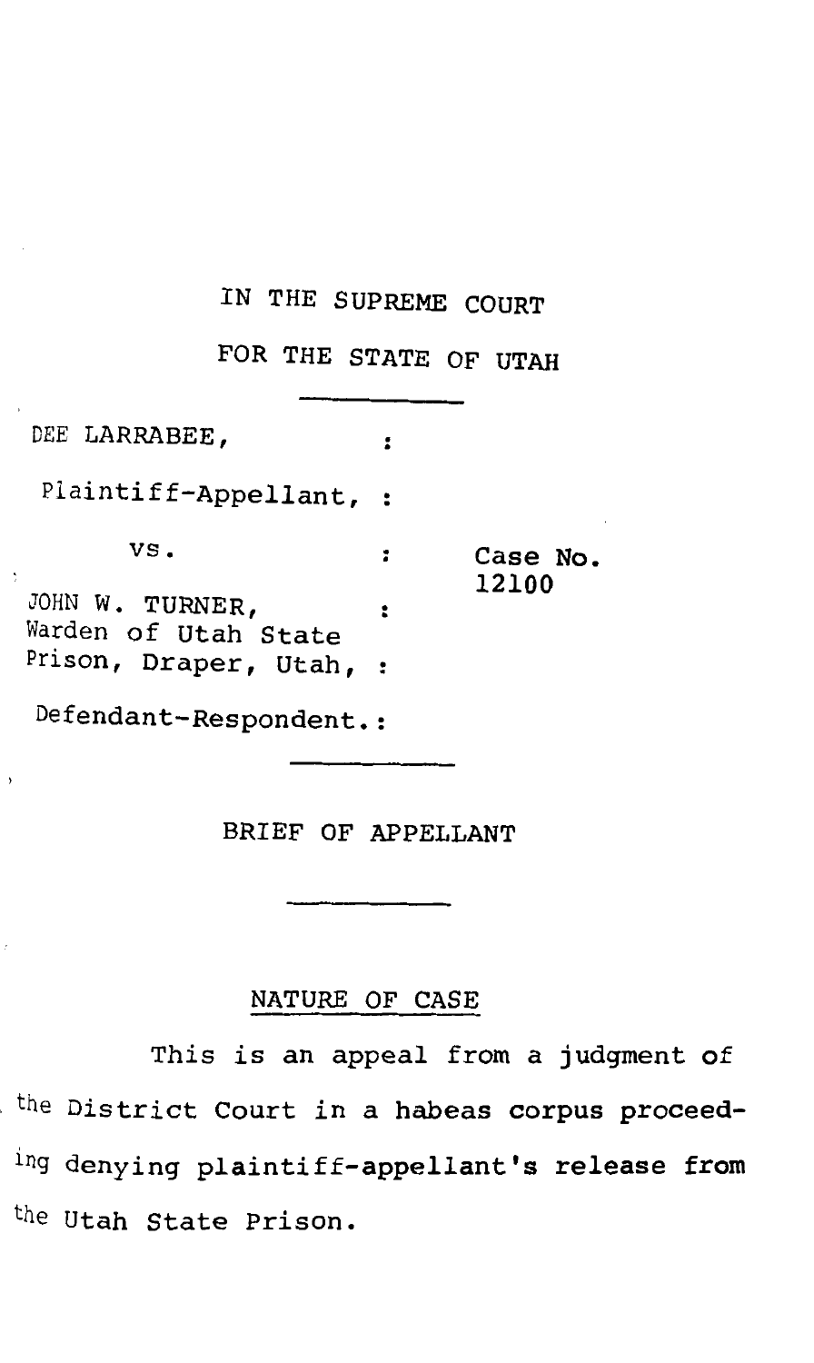IN THE SUPREME COURT

FOR THE STATE OF UTAH

---

| | | |
|---|---|---|
| DEE LARRABEE, | : | |
| Plaintiff-Appellant, | : | |
| vs. | : | Case No. 12100 |
| JOHN W. TURNER, Warden of Utah State Prison, Draper, Utah, | : | |
| Defendant-Respondent. | : | |

---

BRIEF OF APPELLANT

---

## NATURE OF CASE

This is an appeal from a judgment of the District Court in a habeas corpus proceeding denying plaintiff-appellant's release from the Utah State Prison.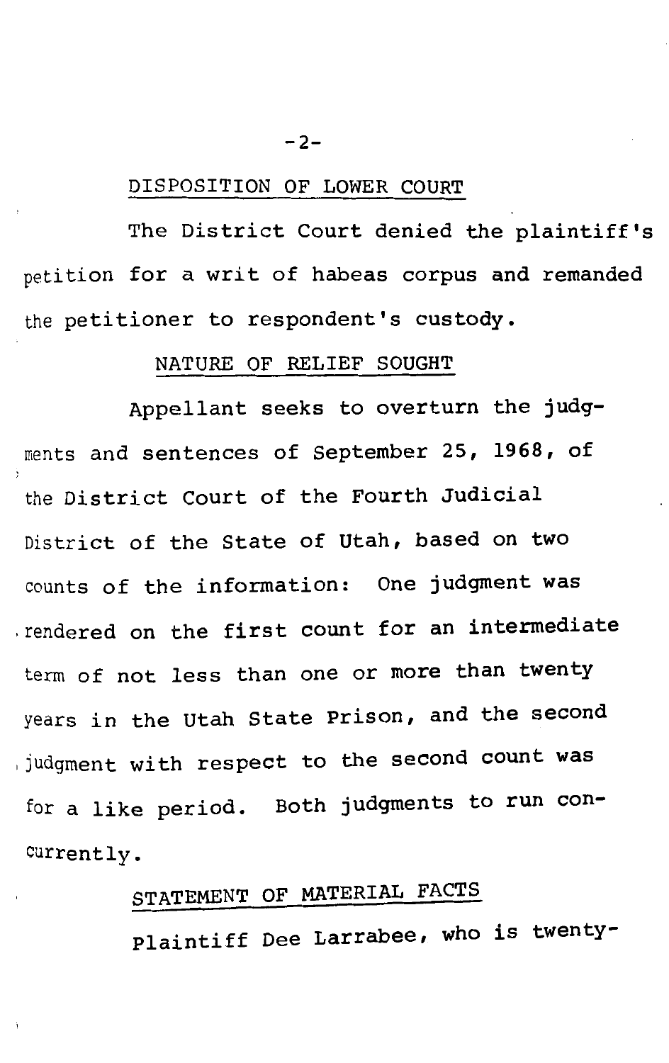## DISPOSITION OF LOWER COURT

The District Court denied the plaintiff's petition for a writ of habeas corpus and remanded the petitioner to respondent's custody.

## NATURE OF RELIEF SOUGHT

Appellant seeks to overturn the judgments and sentences of September 25, 1968, of the District Court of the Fourth Judicial District of the State of Utah, based on two counts of the information: One judgment was rendered on the first count for an intermediate term of not less than one or more than twenty years in the Utah State Prison, and the second judgment with respect to the second count was for a like period. Both judgments to run concurrently.

## STATEMENT OF MATERIAL FACTS

Plaintiff Dee Larrabee, who is twenty-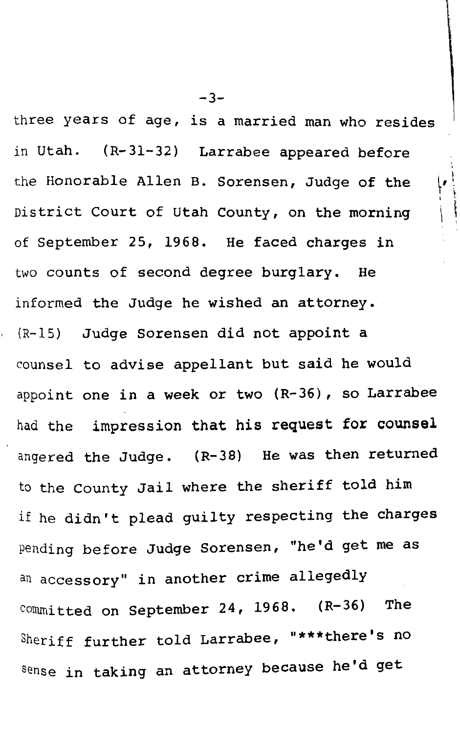three years of age, is a married man who resides in Utah. (R-31-32) Larrabee appeared before the Honorable Allen B. Sorensen, Judge of the District Court of Utah County, on the morning of September 25, 1968. He faced charges in two counts of second degree burglary. He informed the Judge he wished an attorney. (R-15) Judge Sorensen did not appoint a counsel to advise appellant but said he would appoint one in a week or two (R-36), so Larrabee had the impression that his request for counsel angered the Judge. (R-38) He was then returned to the County Jail where the sheriff told him if he didn't plead guilty respecting the charges pending before Judge Sorensen, "he'd get me as an accessory" in another crime allegedly committed on September 24, 1968. (R-36) The Sheriff further told Larrabee, "***there's no sense in taking an attorney because he'd get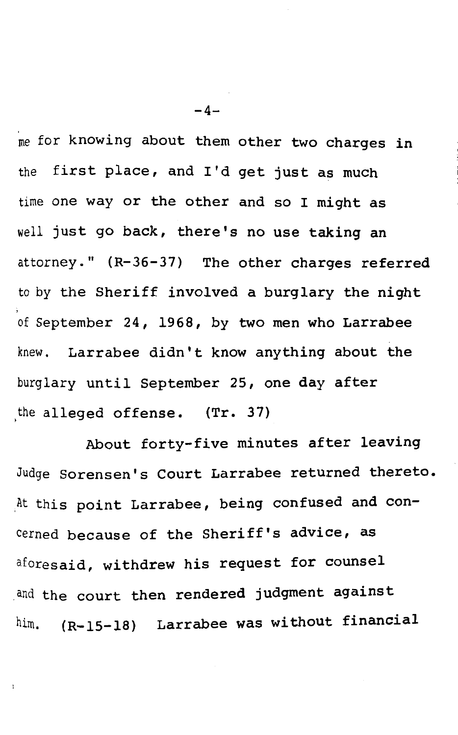me for knowing about them other two charges in the first place, and I'd get just as much time one way or the other and so I might as well just go back, there's no use taking an attorney." (R-36-37) The other charges referred to by the Sheriff involved a burglary the night of September 24, 1968, by two men who Larrabee knew. Larrabee didn't know anything about the burglary until September 25, one day after the alleged offense. (Tr. 37)

About forty-five minutes after leaving Judge Sorensen's Court Larrabee returned thereto. At this point Larrabee, being confused and concerned because of the Sheriff's advice, as aforesaid, withdrew his request for counsel and the court then rendered judgment against him. (R-15-18) Larrabee was without financial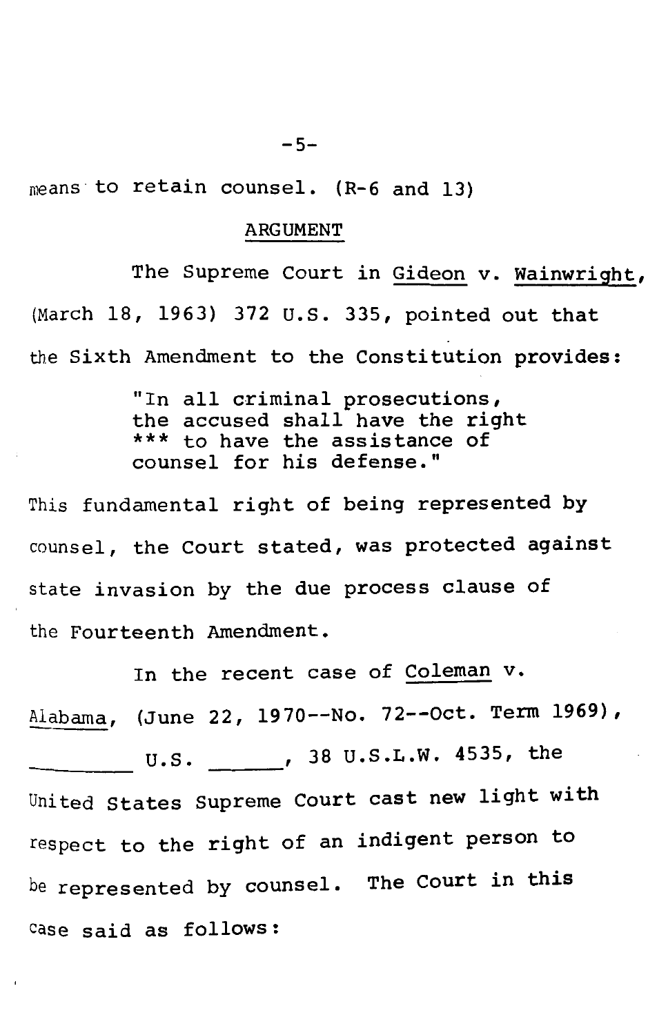means to retain counsel. (R-6 and 13)

## ARGUMENT

The Supreme Court in Gideon v. Wainwright, (March 18, 1963) 372 U.S. 335, pointed out that the Sixth Amendment to the Constitution provides:

> "In all criminal prosecutions, the accused shall have the right *** to have the assistance of counsel for his defense."

This fundamental right of being represented by counsel, the Court stated, was protected against state invasion by the due process clause of the Fourteenth Amendment.

In the recent case of Coleman v. Alabama, (June 22, 1970--No. 72--Oct. Term 1969), ________ U.S. ______, 38 U.S.L.W. 4535, the United States Supreme Court cast new light with respect to the right of an indigent person to be represented by counsel. The Court in this case said as follows: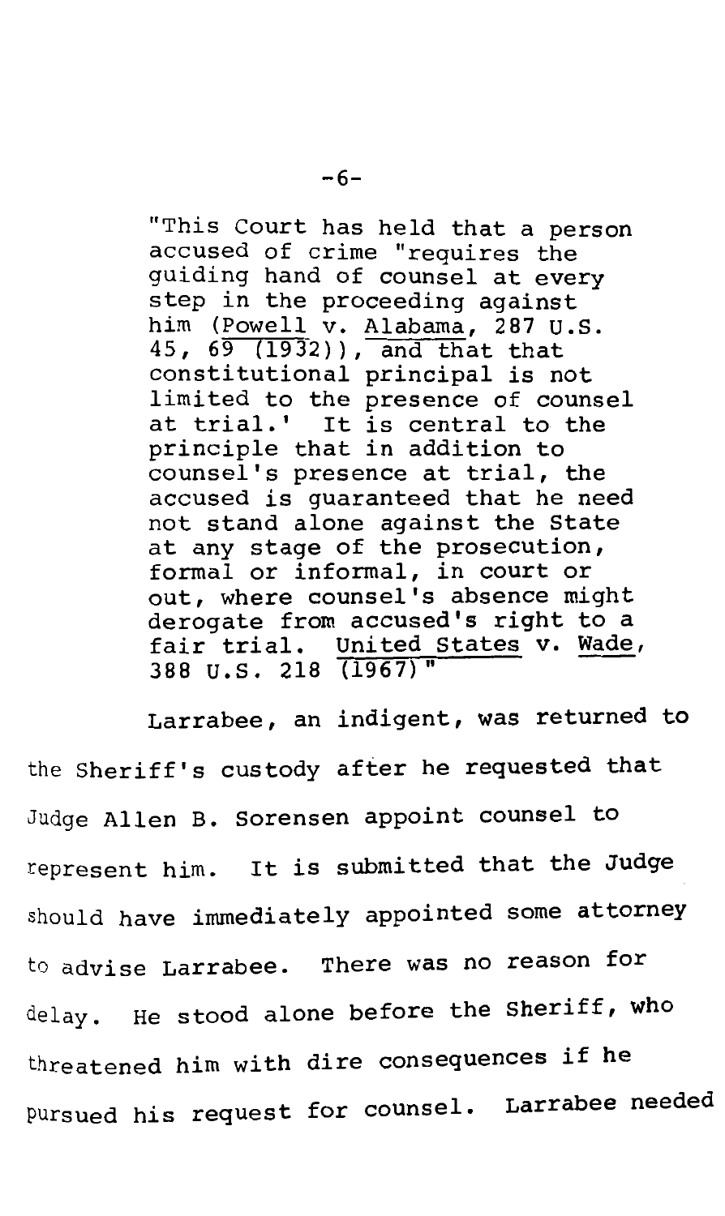> "This Court has held that a person accused of crime "requires the guiding hand of counsel at every step in the proceeding against him (Powell v. Alabama, 287 U.S. 45, 69 (1932)), and that that constitutional principal is not limited to the presence of counsel at trial.' It is central to the principle that in addition to counsel's presence at trial, the accused is guaranteed that he need not stand alone against the State at any stage of the prosecution, formal or informal, in court or out, where counsel's absence might derogate from accused's right to a fair trial. United States v. Wade, 388 U.S. 218 (1967)"

Larrabee, an indigent, was returned to the Sheriff's custody after he requested that Judge Allen B. Sorensen appoint counsel to represent him. It is submitted that the Judge should have immediately appointed some attorney to advise Larrabee. There was no reason for delay. He stood alone before the Sheriff, who threatened him with dire consequences if he pursued his request for counsel. Larrabee needed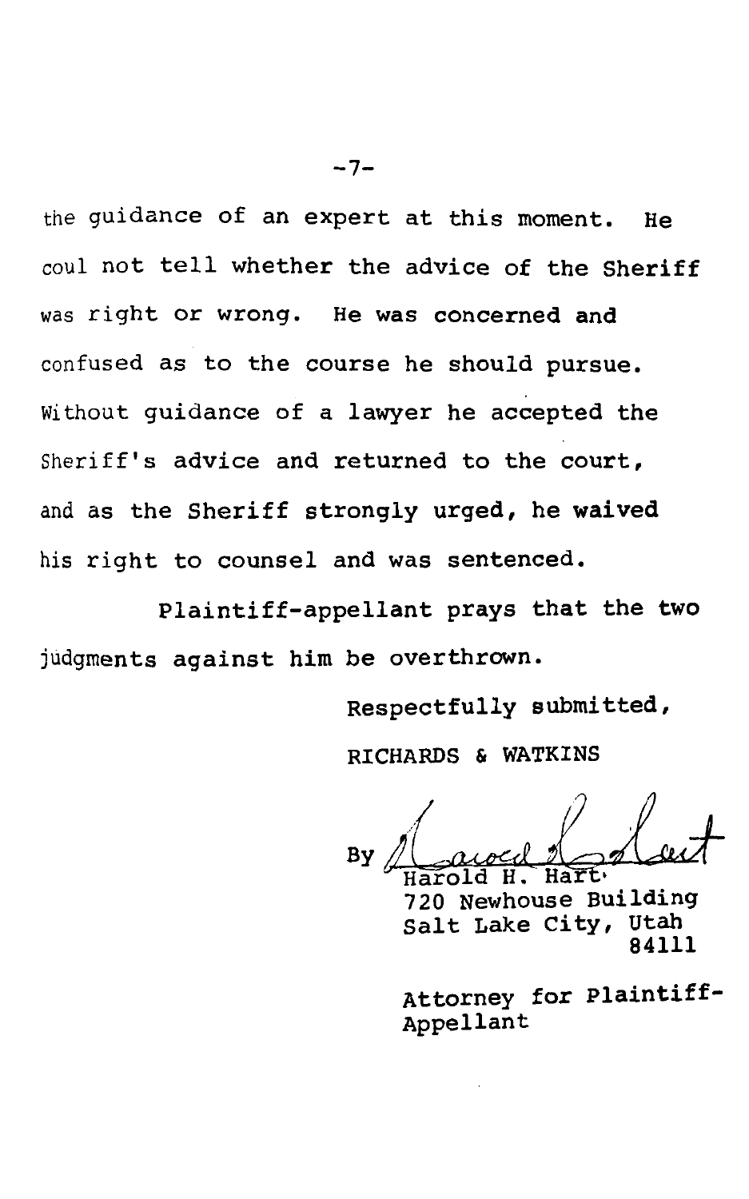the guidance of an expert at this moment. He coul not tell whether the advice of the Sheriff was right or wrong. He was concerned and confused as to the course he should pursue. Without guidance of a lawyer he accepted the Sheriff's advice and returned to the court, and as the Sheriff strongly urged, he waived his right to counsel and was sentenced.

Plaintiff-appellant prays that the two judgments against him be overthrown.

Respectfully submitted,

RICHARDS & WATKINS

By Harold H. Hart
Harold H. Hart
720 Newhouse Building
Salt Lake City, Utah
84111

Attorney for Plaintiff-Appellant